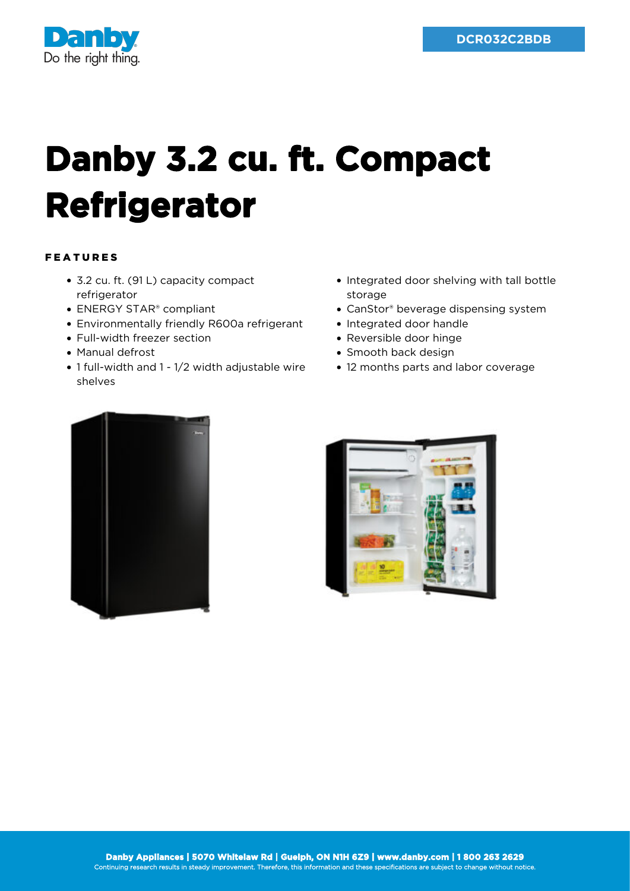DCR032C2BDB

# Danby 3.2 cu. ft. Compact Refrigerator

## FEATURES

- 3.2 cu. ft. (91 L) capacity compact refrigerator
- ENERGY STAR® compliant
- Environmentally friendly R600a refrigerant
- Full-width freezer section
- Manual defrost
- 1 full-width and 1 - 1/2 width adjustable wire shelves
- Integrated door shelving with tall bottle storage
- CanStor® beverage dispensing system
- Integrated door handle
- Reversible door hinge
- Smooth back design
- 12 months parts and labor coverage

**Danby Appliances | 5070 Whitelaw Rd | Guelph, ON N1H 6Z9 | www.danby.com | 1 800 263 2629**

Continuing research results in steady improvement. Therefore, this information and these specifications are subject to change without notice.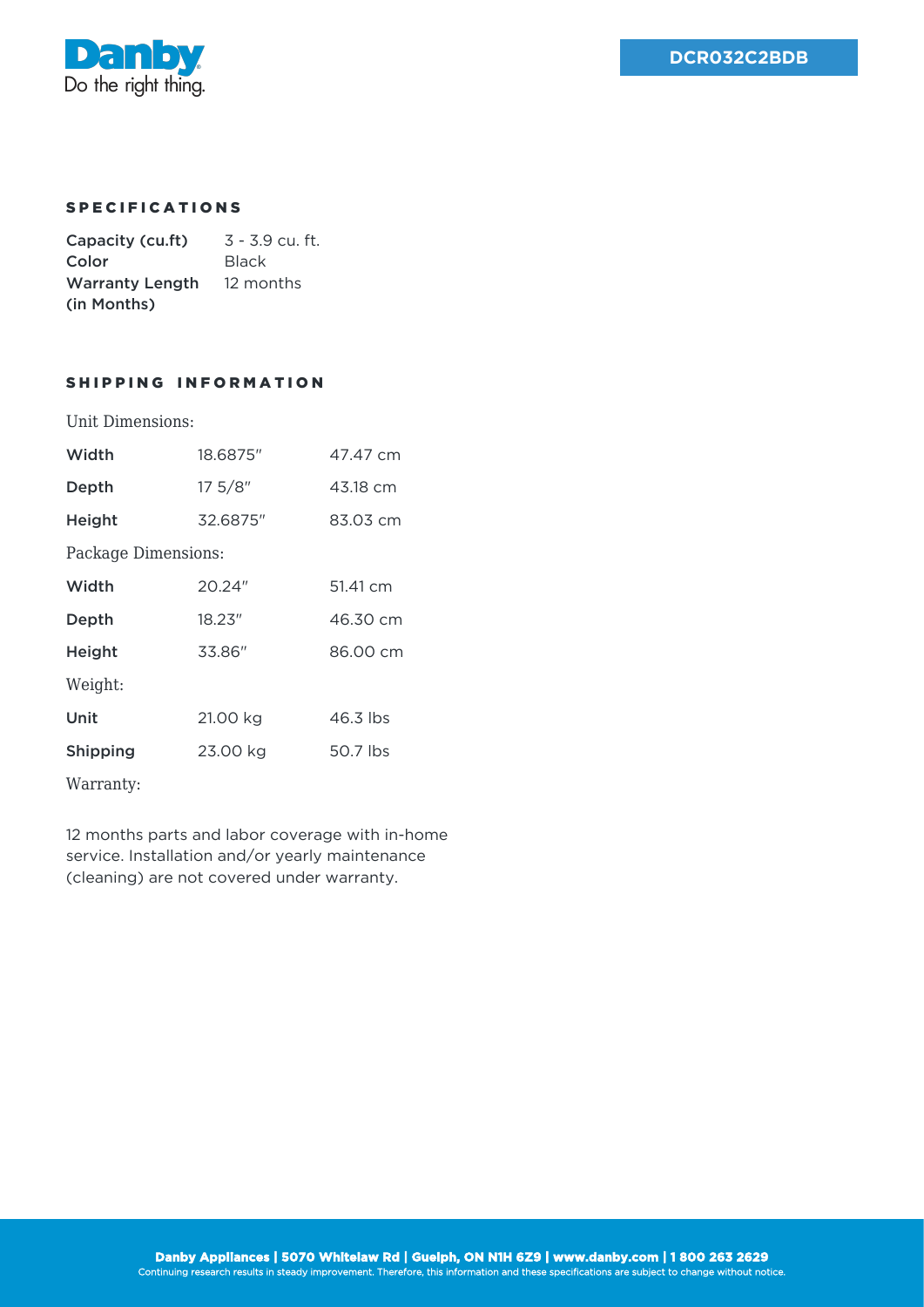DCR032C2BDB

## SPECIFICATIONS

| | |
|---|---|
| Capacity (cu.ft) | 3 - 3.9 cu. ft. |
| Color | Black |
| Warranty Length (in Months) | 12 months |

## SHIPPING INFORMATION

| | | |
|---|---|---|
| Unit Dimensions: | | |
| **Width** | 18.6875" | 47.47 cm |
| **Depth** | 17 5/8" | 43.18 cm |
| **Height** | 32.6875" | 83.03 cm |
| Package Dimensions: | | |
| **Width** | 20.24" | 51.41 cm |
| **Depth** | 18.23" | 46.30 cm |
| **Height** | 33.86" | 86.00 cm |
| Weight: | | |
| **Unit** | 21.00 kg | 46.3 lbs |
| **Shipping** | 23.00 kg | 50.7 lbs |

Warranty:

12 months parts and labor coverage with in-home service. Installation and/or yearly maintenance (cleaning) are not covered under warranty.

**Danby Appliances | 5070 Whitelaw Rd | Guelph, ON N1H 6Z9 | www.danby.com | 1 800 263 2629**
Continuing research results in steady improvement. Therefore, this information and these specifications are subject to change without notice.